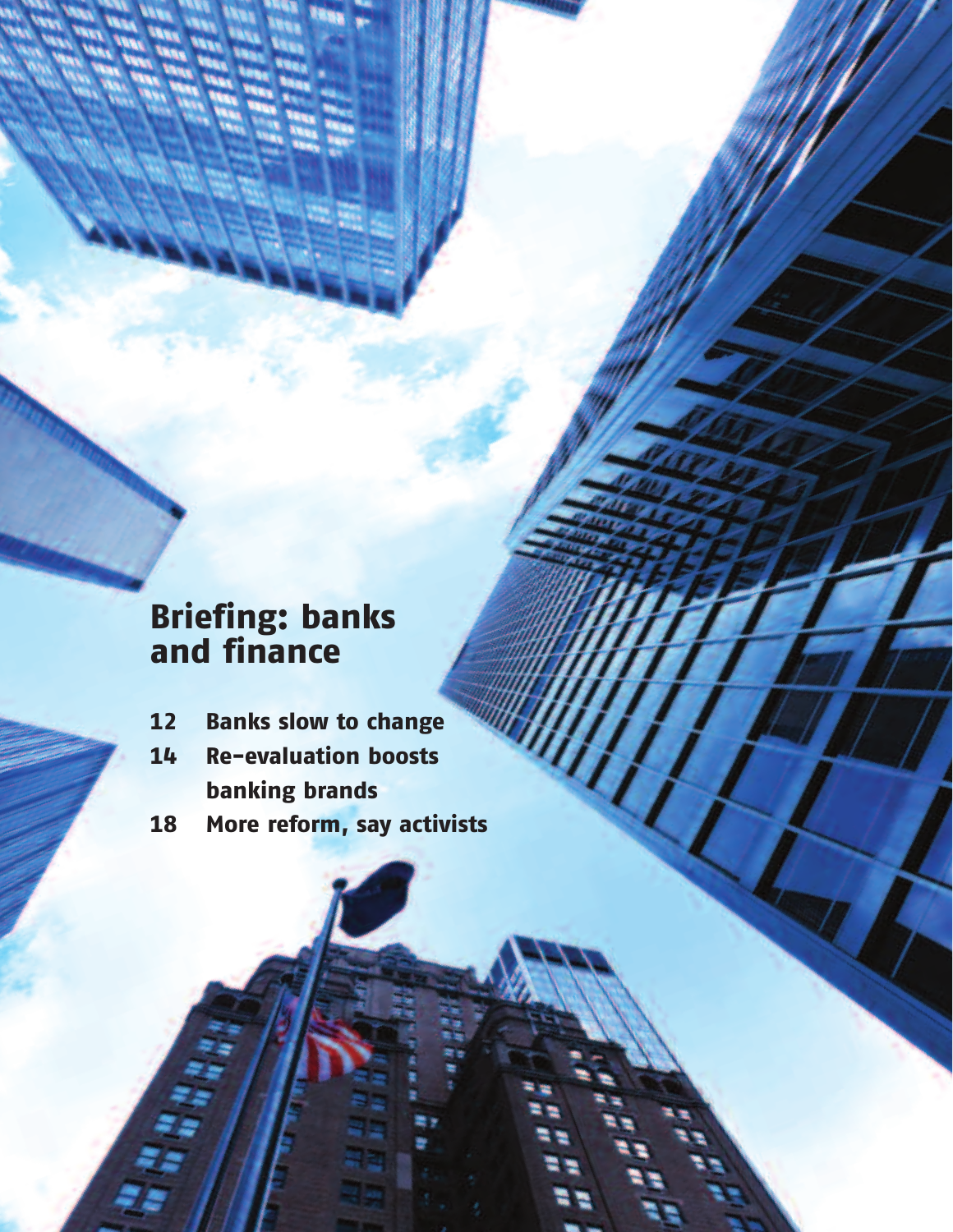# Briefing: banks and finance

- 12 Banks slow to change
- 14 Re-evaluation boosts banking brands
- 18 More reform, say activists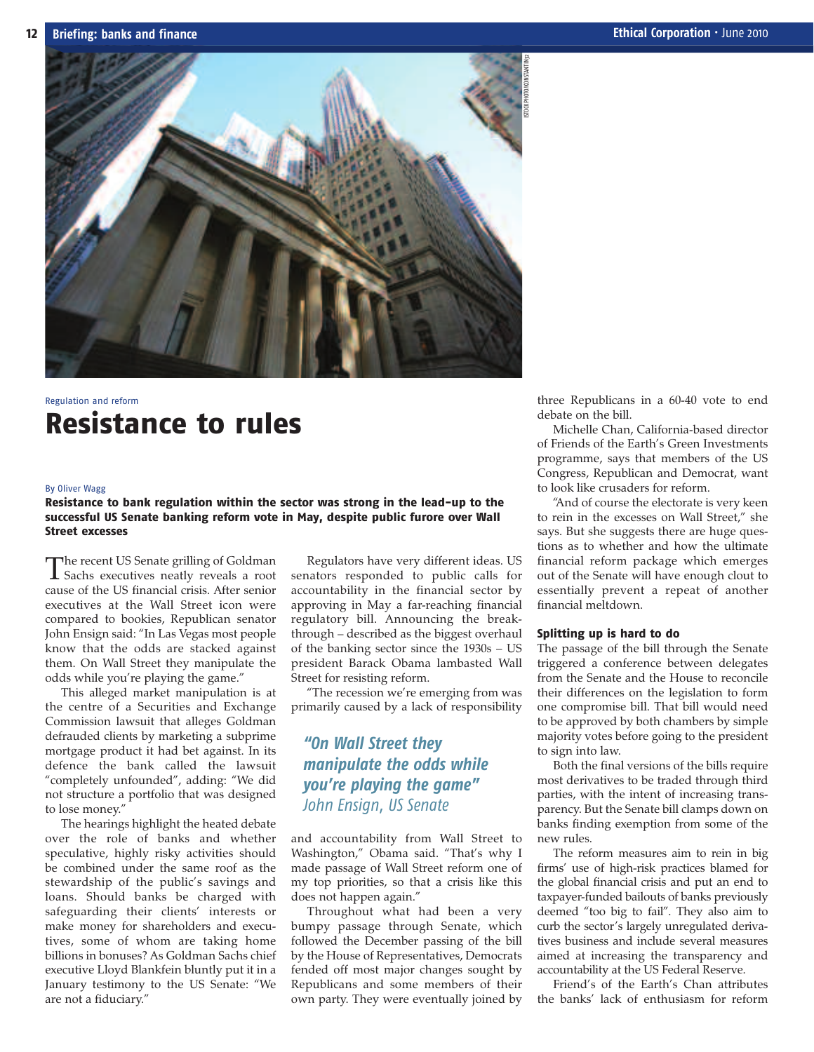Regulation and reform

# Resistance to rules

By Oliver Wagg

**Resistance to bank regulation within the sector was strong in the lead-up to the successful US Senate banking reform vote in May, despite public furore over Wall Street excesses**

The recent US Senate grilling of Goldman Sachs executives neatly reveals a root cause of the US financial crisis. After senior executives at the Wall Street icon were compared to bookies, Republican senator John Ensign said: "In Las Vegas most people know that the odds are stacked against them. On Wall Street they manipulate the odds while you're playing the game."

This alleged market manipulation is at the centre of a Securities and Exchange Commission lawsuit that alleges Goldman defrauded clients by marketing a subprime mortgage product it had bet against. In its defence the bank called the lawsuit "completely unfounded", adding: "We did not structure a portfolio that was designed to lose money."

The hearings highlight the heated debate over the role of banks and whether speculative, highly risky activities should be combined under the same roof as the stewardship of the public's savings and loans. Should banks be charged with safeguarding their clients' interests or make money for shareholders and executives, some of whom are taking home billions in bonuses? As Goldman Sachs chief executive Lloyd Blankfein bluntly put it in a January testimony to the US Senate: "We are not a fiduciary."

Regulators have very different ideas. US senators responded to public calls for accountability in the financial sector by approving in May a far-reaching financial regulatory bill. Announcing the breakthrough – described as the biggest overhaul of the banking sector since the 1930s – US president Barack Obama lambasted Wall Street for resisting reform.

"The recession we're emerging from was primarily caused by a lack of responsibility and accountability from Wall Street to Washington," Obama said. "That's why I made passage of Wall Street reform one of my top priorities, so that a crisis like this does not happen again."

> *"On Wall Street they manipulate the odds while you're playing the game"*
> John Ensign, US Senate

Throughout what had been a very bumpy passage through Senate, which followed the December passing of the bill by the House of Representatives, Democrats fended off most major changes sought by Republicans and some members of their own party. They were eventually joined by three Republicans in a 60-40 vote to end debate on the bill.

Michelle Chan, California-based director of Friends of the Earth's Green Investments programme, says that members of the US Congress, Republican and Democrat, want to look like crusaders for reform.

"And of course the electorate is very keen to rein in the excesses on Wall Street," she says. But she suggests there are huge questions as to whether and how the ultimate financial reform package which emerges out of the Senate will have enough clout to essentially prevent a repeat of another financial meltdown.

### Splitting up is hard to do

The passage of the bill through the Senate triggered a conference between delegates from the Senate and the House to reconcile their differences on the legislation to form one compromise bill. That bill would need to be approved by both chambers by simple majority votes before going to the president to sign into law.

Both the final versions of the bills require most derivatives to be traded through third parties, with the intent of increasing transparency. But the Senate bill clamps down on banks finding exemption from some of the new rules.

The reform measures aim to rein in big firms' use of high-risk practices blamed for the global financial crisis and put an end to taxpayer-funded bailouts of banks previously deemed "too big to fail". They also aim to curb the sector's largely unregulated derivatives business and include several measures aimed at increasing the transparency and accountability at the US Federal Reserve.

Friend's of the Earth's Chan attributes the banks' lack of enthusiasm for reform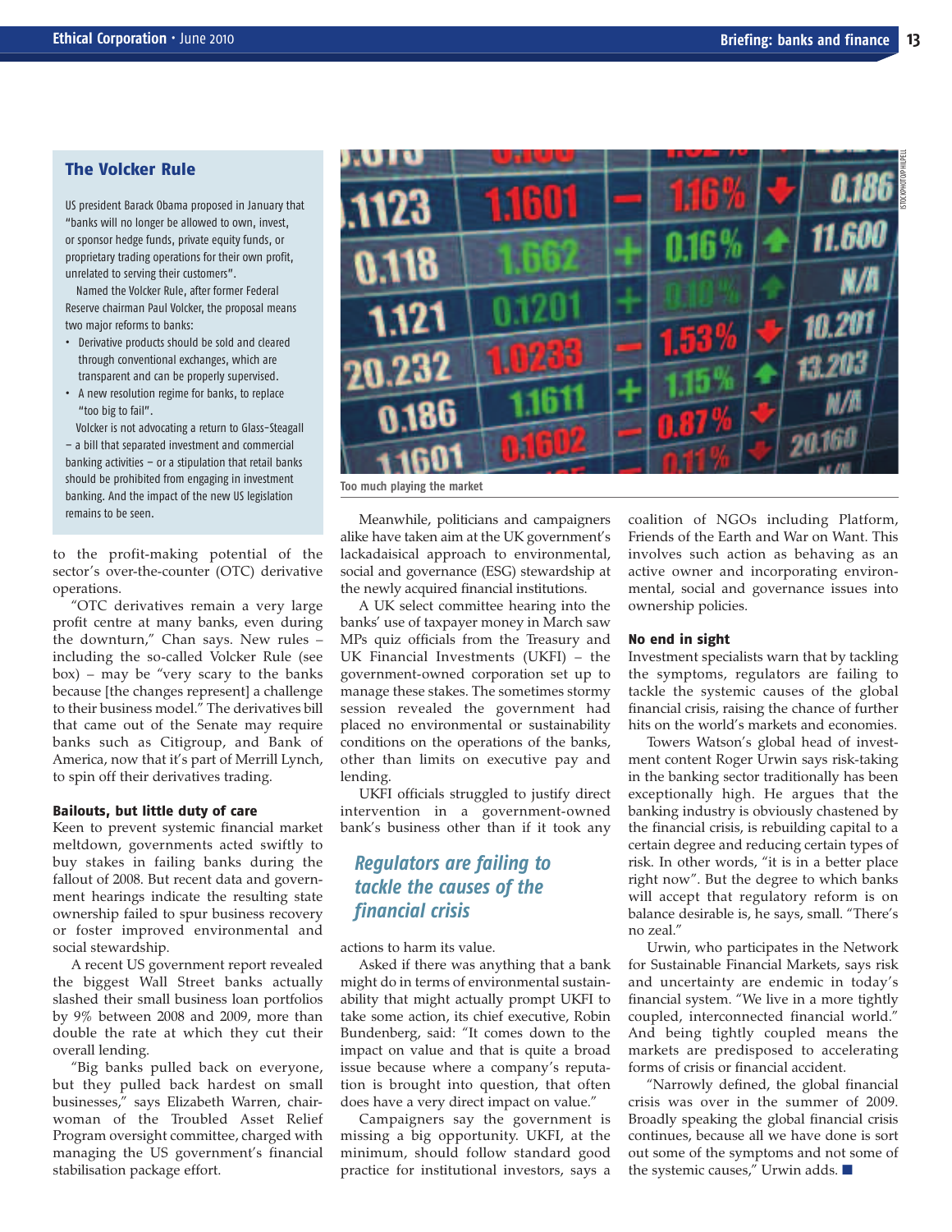## The Volcker Rule

US president Barack Obama proposed in January that "banks will no longer be allowed to own, invest, or sponsor hedge funds, private equity funds, or proprietary trading operations for their own profit, unrelated to serving their customers".

Named the Volcker Rule, after former Federal Reserve chairman Paul Volcker, the proposal means two major reforms to banks:

- Derivative products should be sold and cleared through conventional exchanges, which are transparent and can be properly supervised.
- A new resolution regime for banks, to replace "too big to fail".

Volcker is not advocating a return to Glass-Steagall – a bill that separated investment and commercial banking activities – or a stipulation that retail banks should be prohibited from engaging in investment banking. And the impact of the new US legislation remains to be seen.

to the profit-making potential of the sector's over-the-counter (OTC) derivative operations.

"OTC derivatives remain a very large profit centre at many banks, even during the downturn," Chan says. New rules – including the so-called Volcker Rule (see box) – may be "very scary to the banks because [the changes represent] a challenge to their business model." The derivatives bill that came out of the Senate may require banks such as Citigroup, and Bank of America, now that it's part of Merrill Lynch, to spin off their derivatives trading.

### Bailouts, but little duty of care

Keen to prevent systemic financial market meltdown, governments acted swiftly to buy stakes in failing banks during the fallout of 2008. But recent data and government hearings indicate the resulting state ownership failed to spur business recovery or foster improved environmental and social stewardship.

A recent US government report revealed the biggest Wall Street banks actually slashed their small business loan portfolios by 9% between 2008 and 2009, more than double the rate at which they cut their overall lending.

"Big banks pulled back on everyone, but they pulled back hardest on small businesses," says Elizabeth Warren, chairwoman of the Troubled Asset Relief Program oversight committee, charged with managing the US government's financial stabilisation package effort.

Too much playing the market

Meanwhile, politicians and campaigners alike have taken aim at the UK government's lackadaisical approach to environmental, social and governance (ESG) stewardship at the newly acquired financial institutions.

A UK select committee hearing into the banks' use of taxpayer money in March saw MPs quiz officials from the Treasury and UK Financial Investments (UKFI) – the government-owned corporation set up to manage these stakes. The sometimes stormy session revealed the government had placed no environmental or sustainability conditions on the operations of the banks, other than limits on executive pay and lending.

UKFI officials struggled to justify direct intervention in a government-owned bank's business other than if it took any actions to harm its value.

*Regulators are failing to tackle the causes of the financial crisis*

Asked if there was anything that a bank might do in terms of environmental sustainability that might actually prompt UKFI to take some action, its chief executive, Robin Bundenberg, said: "It comes down to the impact on value and that is quite a broad issue because where a company's reputation is brought into question, that often does have a very direct impact on value."

Campaigners say the government is missing a big opportunity. UKFI, at the minimum, should follow standard good practice for institutional investors, says a coalition of NGOs including Platform, Friends of the Earth and War on Want. This involves such action as behaving as an active owner and incorporating environmental, social and governance issues into ownership policies.

### No end in sight

Investment specialists warn that by tackling the symptoms, regulators are failing to tackle the systemic causes of the global financial crisis, raising the chance of further hits on the world's markets and economies.

Towers Watson's global head of investment content Roger Urwin says risk-taking in the banking sector traditionally has been exceptionally high. He argues that the banking industry is obviously chastened by the financial crisis, is rebuilding capital to a certain degree and reducing certain types of risk. In other words, "it is in a better place right now". But the degree to which banks will accept that regulatory reform is on balance desirable is, he says, small. "There's no zeal."

Urwin, who participates in the Network for Sustainable Financial Markets, says risk and uncertainty are endemic in today's financial system. "We live in a more tightly coupled, interconnected financial world." And being tightly coupled means the markets are predisposed to accelerating forms of crisis or financial accident.

"Narrowly defined, the global financial crisis was over in the summer of 2009. Broadly speaking the global financial crisis continues, because all we have done is sort out some of the symptoms and not some of the systemic causes," Urwin adds. ■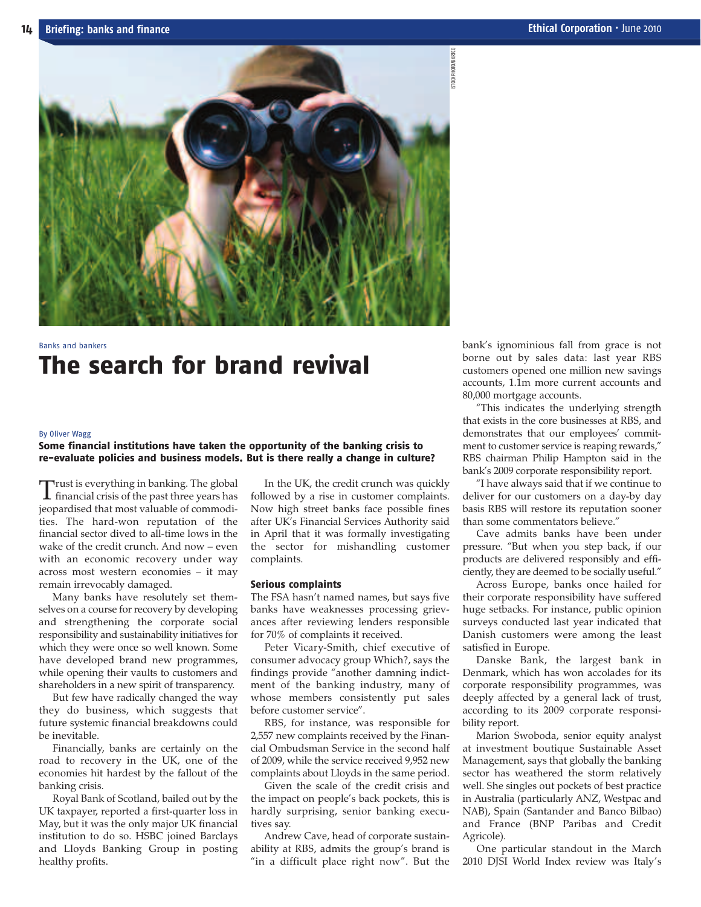Banks and bankers

# The search for brand revival

By Oliver Wagg

**Some financial institutions have taken the opportunity of the banking crisis to re-evaluate policies and business models. But is there really a change in culture?**

Trust is everything in banking. The global financial crisis of the past three years has jeopardised that most valuable of commodities. The hard-won reputation of the financial sector dived to all-time lows in the wake of the credit crunch. And now – even with an economic recovery under way across most western economies – it may remain irrevocably damaged.

Many banks have resolutely set themselves on a course for recovery by developing and strengthening the corporate social responsibility and sustainability initiatives for which they were once so well known. Some have developed brand new programmes, while opening their vaults to customers and shareholders in a new spirit of transparency.

But few have radically changed the way they do business, which suggests that future systemic financial breakdowns could be inevitable.

Financially, banks are certainly on the road to recovery in the UK, one of the economies hit hardest by the fallout of the banking crisis.

Royal Bank of Scotland, bailed out by the UK taxpayer, reported a first-quarter loss in May, but it was the only major UK financial institution to do so. HSBC joined Barclays and Lloyds Banking Group in posting healthy profits.

In the UK, the credit crunch was quickly followed by a rise in customer complaints. Now high street banks face possible fines after UK's Financial Services Authority said in April that it was formally investigating the sector for mishandling customer complaints.

### Serious complaints

The FSA hasn't named names, but says five banks have weaknesses processing grievances after reviewing lenders responsible for 70% of complaints it received.

Peter Vicary-Smith, chief executive of consumer advocacy group Which?, says the findings provide "another damning indictment of the banking industry, many of whose members consistently put sales before customer service".

RBS, for instance, was responsible for 2,557 new complaints received by the Financial Ombudsman Service in the second half of 2009, while the service received 9,952 new complaints about Lloyds in the same period.

Given the scale of the credit crisis and the impact on people's back pockets, this is hardly surprising, senior banking executives say.

Andrew Cave, head of corporate sustainability at RBS, admits the group's brand is "in a difficult place right now". But the bank's ignominious fall from grace is not borne out by sales data: last year RBS customers opened one million new savings accounts, 1.1m more current accounts and 80,000 mortgage accounts.

"This indicates the underlying strength that exists in the core businesses at RBS, and demonstrates that our employees' commitment to customer service is reaping rewards," RBS chairman Philip Hampton said in the bank's 2009 corporate responsibility report.

"I have always said that if we continue to deliver for our customers on a day-by day basis RBS will restore its reputation sooner than some commentators believe."

Cave admits banks have been under pressure. "But when you step back, if our products are delivered responsibly and efficiently, they are deemed to be socially useful."

Across Europe, banks once hailed for their corporate responsibility have suffered huge setbacks. For instance, public opinion surveys conducted last year indicated that Danish customers were among the least satisfied in Europe.

Danske Bank, the largest bank in Denmark, which has won accolades for its corporate responsibility programmes, was deeply affected by a general lack of trust, according to its 2009 corporate responsibility report.

Marion Swoboda, senior equity analyst at investment boutique Sustainable Asset Management, says that globally the banking sector has weathered the storm relatively well. She singles out pockets of best practice in Australia (particularly ANZ, Westpac and NAB), Spain (Santander and Banco Bilbao) and France (BNP Paribas and Credit Agricole).

One particular standout in the March 2010 DJSI World Index review was Italy's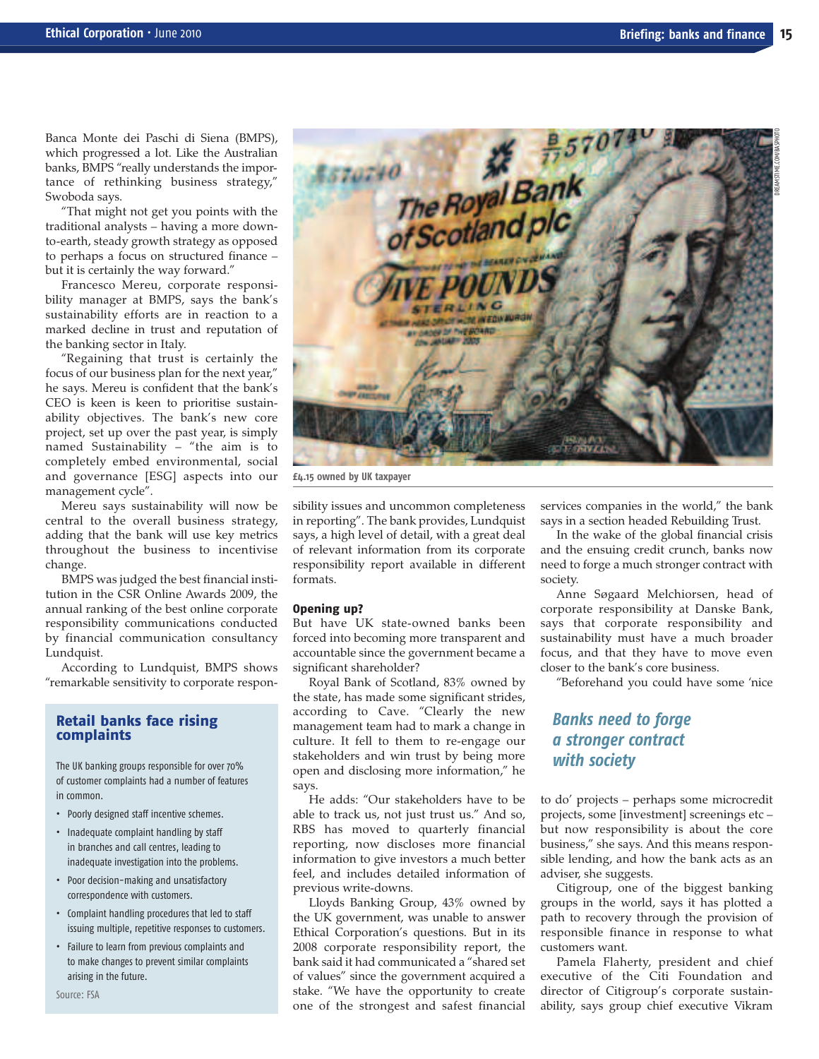Banca Monte dei Paschi di Siena (BMPS), which progressed a lot. Like the Australian banks, BMPS "really understands the importance of rethinking business strategy," Swoboda says.

"That might not get you points with the traditional analysts – having a more down-to-earth, steady growth strategy as opposed to perhaps a focus on structured finance – but it is certainly the way forward."

Francesco Mereu, corporate responsibility manager at BMPS, says the bank's sustainability efforts are in reaction to a marked decline in trust and reputation of the banking sector in Italy.

"Regaining that trust is certainly the focus of our business plan for the next year," he says. Mereu is confident that the bank's CEO is keen to prioritise sustainability objectives. The bank's new core project, set up over the past year, is simply named Sustainability – "the aim is to completely embed environmental, social and governance [ESG] aspects into our management cycle".

Mereu says sustainability will now be central to the overall business strategy, adding that the bank will use key metrics throughout the business to incentivise change.

BMPS was judged the best financial institution in the CSR Online Awards 2009, the annual ranking of the best online corporate responsibility communications conducted by financial communication consultancy Lundquist.

According to Lundquist, BMPS shows "remarkable sensitivity to corporate responsibility issues and uncommon completeness in reporting". The bank provides, Lundquist says, a high level of detail, with a great deal of relevant information from its corporate responsibility report available in different formats.

£4.15 owned by UK taxpayer

### Opening up?

But have UK state-owned banks been forced into becoming more transparent and accountable since the government became a significant shareholder?

Royal Bank of Scotland, 83% owned by the state, has made some significant strides, according to Cave. "Clearly the new management team had to mark a change in culture. It fell to them to re-engage our stakeholders and win trust by being more open and disclosing more information," he says.

He adds: "Our stakeholders have to be able to track us, not just trust us." And so, RBS has moved to quarterly financial reporting, now discloses more financial information to give investors a much better feel, and includes detailed information of previous write-downs.

Lloyds Banking Group, 43% owned by the UK government, was unable to answer Ethical Corporation's questions. But in its 2008 corporate responsibility report, the bank said it had communicated a "shared set of values" since the government acquired a stake. "We have the opportunity to create one of the strongest and safest financial services companies in the world," the bank says in a section headed Rebuilding Trust.

In the wake of the global financial crisis and the ensuing credit crunch, banks now need to forge a much stronger contract with society.

Anne Søgaard Melchiorsen, head of corporate responsibility at Danske Bank, says that corporate responsibility and sustainability must have a much broader focus, and that they have to move even closer to the bank's core business.

"Beforehand you could have some 'nice to do' projects – perhaps some microcredit projects, some [investment] screenings etc – but now responsibility is about the core business," she says. And this means responsible lending, and how the bank acts as an adviser, she suggests.

***Banks need to forge a stronger contract with society***

Citigroup, one of the biggest banking groups in the world, says it has plotted a path to recovery through the provision of responsible finance in response to what customers want.

Pamela Flaherty, president and chief executive of the Citi Foundation and director of Citigroup's corporate sustainability, says group chief executive Vikram

### Retail banks face rising complaints

The UK banking groups responsible for over 70% of customer complaints had a number of features in common.

- Poorly designed staff incentive schemes.
- Inadequate complaint handling by staff in branches and call centres, leading to inadequate investigation into the problems.
- Poor decision-making and unsatisfactory correspondence with customers.
- Complaint handling procedures that led to staff issuing multiple, repetitive responses to customers.
- Failure to learn from previous complaints and to make changes to prevent similar complaints arising in the future.

Source: FSA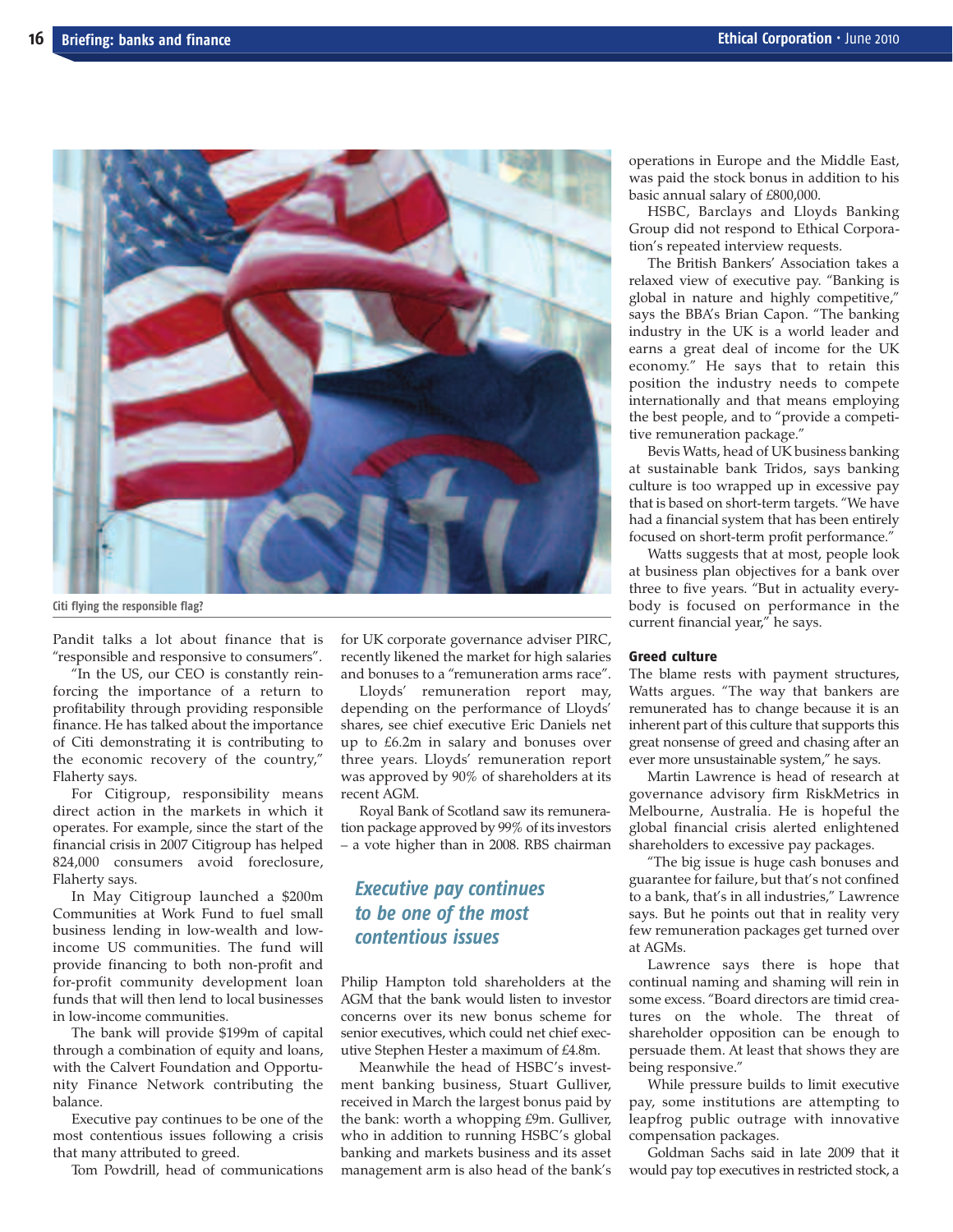Citi flying the responsible flag?

Pandit talks a lot about finance that is "responsible and responsive to consumers".

"In the US, our CEO is constantly reinforcing the importance of a return to profitability through providing responsible finance. He has talked about the importance of Citi demonstrating it is contributing to the economic recovery of the country," Flaherty says.

For Citigroup, responsibility means direct action in the markets in which it operates. For example, since the start of the financial crisis in 2007 Citigroup has helped 824,000 consumers avoid foreclosure, Flaherty says.

In May Citigroup launched a $200m Communities at Work Fund to fuel small business lending in low-wealth and low-income US communities. The fund will provide financing to both non-profit and for-profit community development loan funds that will then lend to local businesses in low-income communities.

The bank will provide $199m of capital through a combination of equity and loans, with the Calvert Foundation and Opportunity Finance Network contributing the balance.

Executive pay continues to be one of the most contentious issues following a crisis that many attributed to greed.

Tom Powdrill, head of communications for UK corporate governance adviser PIRC, recently likened the market for high salaries and bonuses to a "remuneration arms race".

Lloyds' remuneration report may, depending on the performance of Lloyds' shares, see chief executive Eric Daniels net up to £6.2m in salary and bonuses over three years. Lloyds' remuneration report was approved by 90% of shareholders at its recent AGM.

Royal Bank of Scotland saw its remuneration package approved by 99% of its investors – a vote higher than in 2008. RBS chairman Philip Hampton told shareholders at the AGM that the bank would listen to investor concerns over its new bonus scheme for senior executives, which could net chief executive Stephen Hester a maximum of £4.8m.

> *Executive pay continues to be one of the most contentious issues*

Meanwhile the head of HSBC's investment banking business, Stuart Gulliver, received in March the largest bonus paid by the bank: worth a whopping £9m. Gulliver, who in addition to running HSBC's global banking and markets business and its asset management arm is also head of the bank's operations in Europe and the Middle East, was paid the stock bonus in addition to his basic annual salary of £800,000.

HSBC, Barclays and Lloyds Banking Group did not respond to Ethical Corporation's repeated interview requests.

The British Bankers' Association takes a relaxed view of executive pay. "Banking is global in nature and highly competitive," says the BBA's Brian Capon. "The banking industry in the UK is a world leader and earns a great deal of income for the UK economy." He says that to retain this position the industry needs to compete internationally and that means employing the best people, and to "provide a competitive remuneration package."

Bevis Watts, head of UK business banking at sustainable bank Tridos, says banking culture is too wrapped up in excessive pay that is based on short-term targets. "We have had a financial system that has been entirely focused on short-term profit performance."

Watts suggests that at most, people look at business plan objectives for a bank over three to five years. "But in actuality everybody is focused on performance in the current financial year," he says.

### Greed culture

The blame rests with payment structures, Watts argues. "The way that bankers are remunerated has to change because it is an inherent part of this culture that supports this great nonsense of greed and chasing after an ever more unsustainable system," he says.

Martin Lawrence is head of research at governance advisory firm RiskMetrics in Melbourne, Australia. He is hopeful the global financial crisis alerted enlightened shareholders to excessive pay packages.

"The big issue is huge cash bonuses and guarantee for failure, but that's not confined to a bank, that's in all industries," Lawrence says. But he points out that in reality very few remuneration packages get turned over at AGMs.

Lawrence says there is hope that continual naming and shaming will rein in some excess. "Board directors are timid creatures on the whole. The threat of shareholder opposition can be enough to persuade them. At least that shows they are being responsive."

While pressure builds to limit executive pay, some institutions are attempting to leapfrog public outrage with innovative compensation packages.

Goldman Sachs said in late 2009 that it would pay top executives in restricted stock, a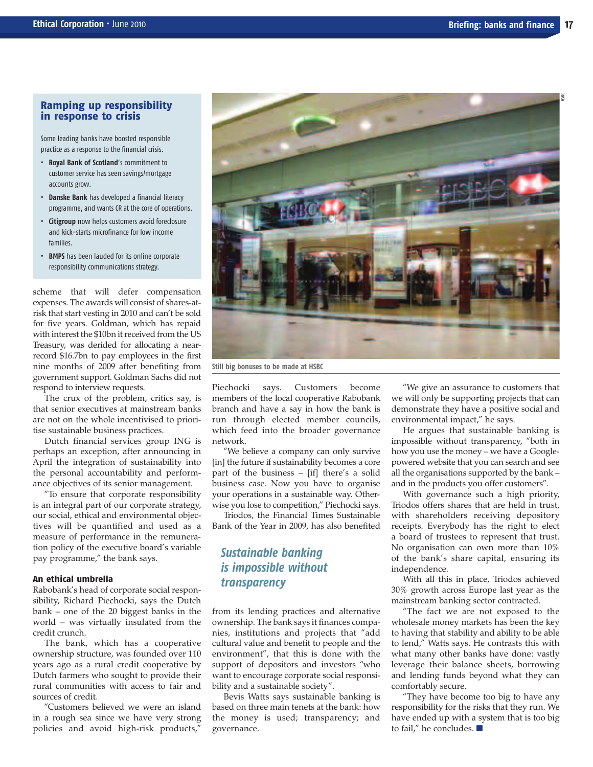## Ramping up responsibility in response to crisis

Some leading banks have boosted responsible practice as a response to the financial crisis.

- **Royal Bank of Scotland**'s commitment to customer service has seen savings/mortgage accounts grow.
- **Danske Bank** has developed a financial literacy programme, and wants CR at the core of operations.
- **Citigroup** now helps customers avoid foreclosure and kick-starts microfinance for low income families.
- **BMPS** has been lauded for its online corporate responsibility communications strategy.

scheme that will defer compensation expenses. The awards will consist of shares-at-risk that start vesting in 2010 and can't be sold for five years. Goldman, which has repaid with interest the $10bn it received from the US Treasury, was derided for allocating a near-record $16.7bn to pay employees in the first nine months of 2009 after benefiting from government support. Goldman Sachs did not respond to interview requests.

The crux of the problem, critics say, is that senior executives at mainstream banks are not on the whole incentivised to prioritise sustainable business practices.

Dutch financial services group ING is perhaps an exception, after announcing in April the integration of sustainability into the personal accountability and performance objectives of its senior management.

"To ensure that corporate responsibility is an integral part of our corporate strategy, our social, ethical and environmental objectives will be quantified and used as a measure of performance in the remuneration policy of the executive board's variable pay programme," the bank says.

### An ethical umbrella

Rabobank's head of corporate social responsibility, Richard Piechocki, says the Dutch bank – one of the 20 biggest banks in the world – was virtually insulated from the credit crunch.

The bank, which has a cooperative ownership structure, was founded over 110 years ago as a rural credit cooperative by Dutch farmers who sought to provide their rural communities with access to fair and sources of credit.

"Customers believed we were an island in a rough sea since we have very strong policies and avoid high-risk products," Piechocki says. Customers become members of the local cooperative Rabobank branch and have a say in how the bank is run through elected member councils, which feed into the broader governance network.

"We believe a company can only survive [in] the future if sustainability becomes a core part of the business – [if] there's a solid business case. Now you have to organise your operations in a sustainable way. Otherwise you lose to competition," Piechocki says.

Triodos, the Financial Times Sustainable Bank of the Year in 2009, has also benefited from its lending practices and alternative ownership. The bank says it finances companies, institutions and projects that "add cultural value and benefit to people and the environment", that this is done with the support of depositors and investors "who want to encourage corporate social responsibility and a sustainable society".

Still big bonuses to be made at HSBC

*Sustainable banking is impossible without transparency*

Bevis Watts says sustainable banking is based on three main tenets at the bank: how the money is used; transparency; and governance.

"We give an assurance to customers that we will only be supporting projects that can demonstrate they have a positive social and environmental impact," he says.

He argues that sustainable banking is impossible without transparency, "both in how you use the money – we have a Google-powered website that you can search and see all the organisations supported by the bank – and in the products you offer customers".

With governance such a high priority, Triodos offers shares that are held in trust, with shareholders receiving depository receipts. Everybody has the right to elect a board of trustees to represent that trust. No organisation can own more than 10% of the bank's share capital, ensuring its independence.

With all this in place, Triodos achieved 30% growth across Europe last year as the mainstream banking sector contracted.

"The fact we are not exposed to the wholesale money markets has been the key to having that stability and ability to be able to lend," Watts says. He contrasts this with what many other banks have done: vastly leverage their balance sheets, borrowing and lending funds beyond what they can comfortably secure.

"They have become too big to have any responsibility for the risks that they run. We have ended up with a system that is too big to fail," he concludes. ■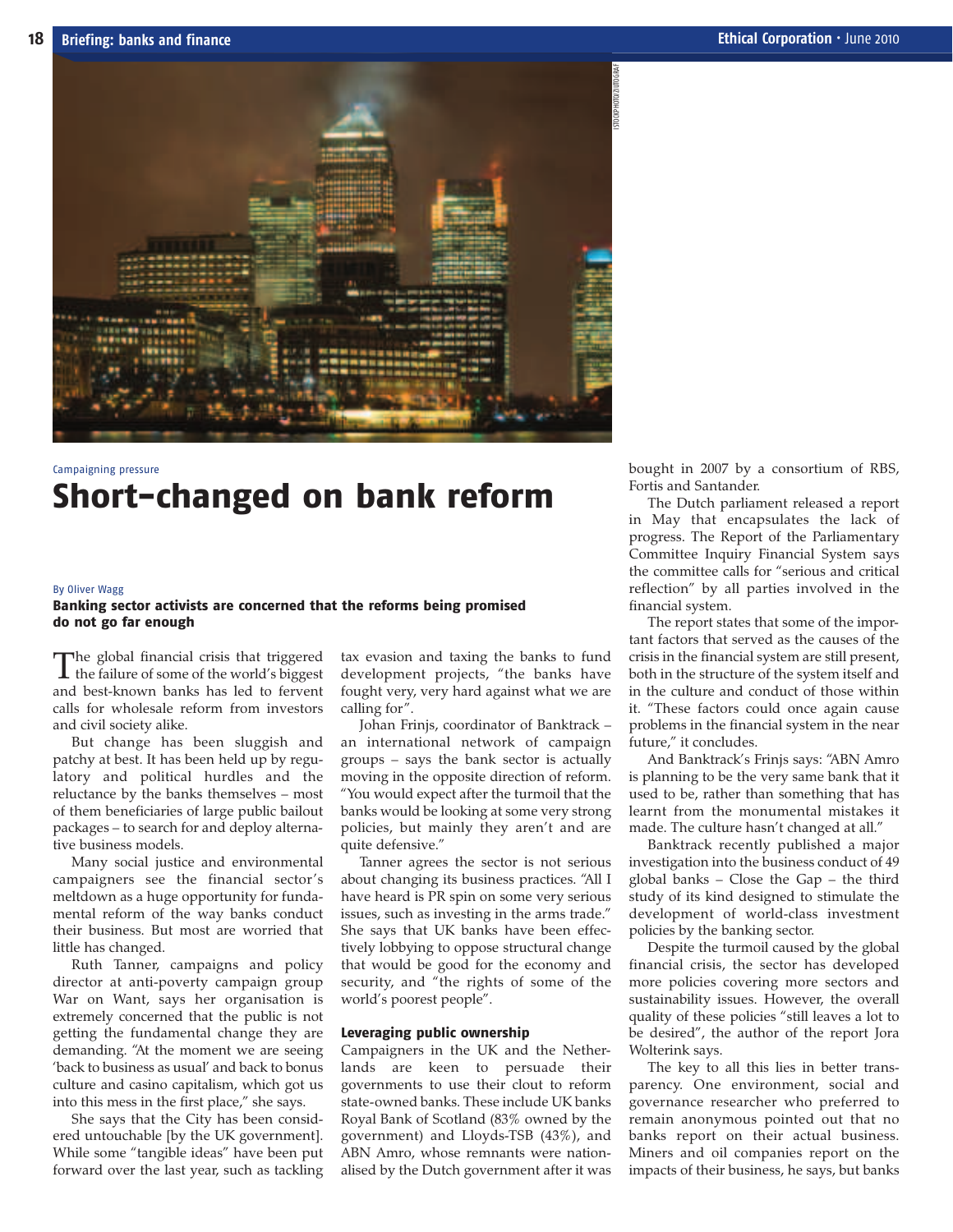Campaigning pressure

# Short-changed on bank reform

By Oliver Wagg

**Banking sector activists are concerned that the reforms being promised do not go far enough**

The global financial crisis that triggered the failure of some of the world's biggest and best-known banks has led to fervent calls for wholesale reform from investors and civil society alike.

But change has been sluggish and patchy at best. It has been held up by regulatory and political hurdles and the reluctance by the banks themselves – most of them beneficiaries of large public bailout packages – to search for and deploy alternative business models.

Many social justice and environmental campaigners see the financial sector's meltdown as a huge opportunity for fundamental reform of the way banks conduct their business. But most are worried that little has changed.

Ruth Tanner, campaigns and policy director at anti-poverty campaign group War on Want, says her organisation is extremely concerned that the public is not getting the fundamental change they are demanding. "At the moment we are seeing 'back to business as usual' and back to bonus culture and casino capitalism, which got us into this mess in the first place," she says.

She says that the City has been considered untouchable [by the UK government]. While some "tangible ideas" have been put forward over the last year, such as tackling tax evasion and taxing the banks to fund development projects, "the banks have fought very, very hard against what we are calling for".

Johan Frinjs, coordinator of Banktrack – an international network of campaign groups – says the bank sector is actually moving in the opposite direction of reform. "You would expect after the turmoil that the banks would be looking at some very strong policies, but mainly they aren't and are quite defensive."

Tanner agrees the sector is not serious about changing its business practices. "All I have heard is PR spin on some very serious issues, such as investing in the arms trade." She says that UK banks have been effectively lobbying to oppose structural change that would be good for the economy and security, and "the rights of some of the world's poorest people".

### Leveraging public ownership

Campaigners in the UK and the Netherlands are keen to persuade their governments to use their clout to reform state-owned banks. These include UK banks Royal Bank of Scotland (83% owned by the government) and Lloyds-TSB (43%), and ABN Amro, whose remnants were nationalised by the Dutch government after it was bought in 2007 by a consortium of RBS, Fortis and Santander.

The Dutch parliament released a report in May that encapsulates the lack of progress. The Report of the Parliamentary Committee Inquiry Financial System says the committee calls for "serious and critical reflection" by all parties involved in the financial system.

The report states that some of the important factors that served as the causes of the crisis in the financial system are still present, both in the structure of the system itself and in the culture and conduct of those within it. "These factors could once again cause problems in the financial system in the near future," it concludes.

And Banktrack's Frinjs says: "ABN Amro is planning to be the very same bank that it used to be, rather than something that has learnt from the monumental mistakes it made. The culture hasn't changed at all."

Banktrack recently published a major investigation into the business conduct of 49 global banks – Close the Gap – the third study of its kind designed to stimulate the development of world-class investment policies by the banking sector.

Despite the turmoil caused by the global financial crisis, the sector has developed more policies covering more sectors and sustainability issues. However, the overall quality of these policies "still leaves a lot to be desired", the author of the report Jora Wolterink says.

The key to all this lies in better transparency. One environment, social and governance researcher who preferred to remain anonymous pointed out that no banks report on their actual business. Miners and oil companies report on the impacts of their business, he says, but banks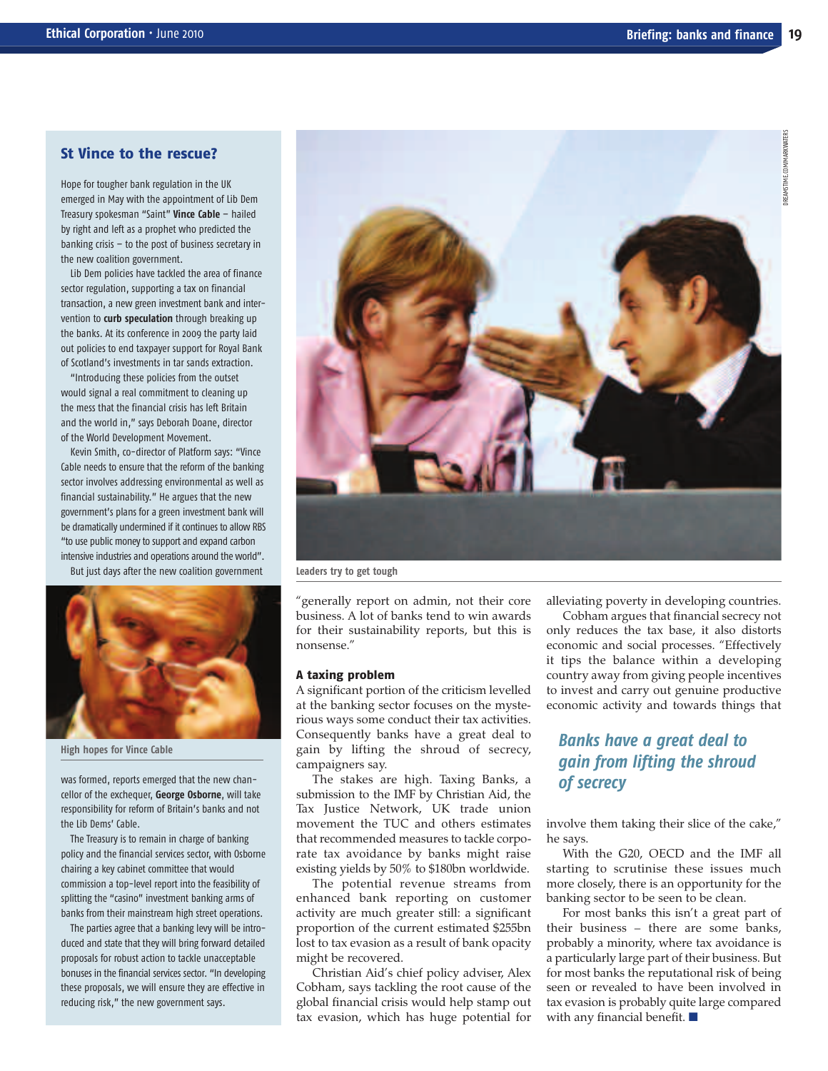## St Vince to the rescue?

Hope for tougher bank regulation in the UK emerged in May with the appointment of Lib Dem Treasury spokesman "Saint" **Vince Cable** – hailed by right and left as a prophet who predicted the banking crisis – to the post of business secretary in the new coalition government.

Lib Dem policies have tackled the area of finance sector regulation, supporting a tax on financial transaction, a new green investment bank and intervention to **curb speculation** through breaking up the banks. At its conference in 2009 the party laid out policies to end taxpayer support for Royal Bank of Scotland's investments in tar sands extraction.

"Introducing these policies from the outset would signal a real commitment to cleaning up the mess that the financial crisis has left Britain and the world in," says Deborah Doane, director of the World Development Movement.

Kevin Smith, co-director of Platform says: "Vince Cable needs to ensure that the reform of the banking sector involves addressing environmental as well as financial sustainability." He argues that the new government's plans for a green investment bank will be dramatically undermined if it continues to allow RBS "to use public money to support and expand carbon intensive industries and operations around the world".

But just days after the new coalition government was formed, reports emerged that the new chancellor of the exchequer, **George Osborne**, will take responsibility for reform of Britain's banks and not the Lib Dems' Cable.

The Treasury is to remain in charge of banking policy and the financial services sector, with Osborne chairing a key cabinet committee that would commission a top-level report into the feasibility of splitting the "casino" investment banking arms of banks from their mainstream high street operations.

The parties agree that a banking levy will be introduced and state that they will bring forward detailed proposals for robust action to tackle unacceptable bonuses in the financial services sector. "In developing these proposals, we will ensure they are effective in reducing risk," the new government says.

High hopes for Vince Cable

Leaders try to get tough

"generally report on admin, not their core business. A lot of banks tend to win awards for their sustainability reports, but this is nonsense."

### A taxing problem

A significant portion of the criticism levelled at the banking sector focuses on the mysterious ways some conduct their tax activities. Consequently banks have a great deal to gain by lifting the shroud of secrecy, campaigners say.

The stakes are high. Taxing Banks, a submission to the IMF by Christian Aid, the Tax Justice Network, UK trade union movement the TUC and others estimates that recommended measures to tackle corporate tax avoidance by banks might raise existing yields by 50% to $180bn worldwide.

The potential revenue streams from enhanced bank reporting on customer activity are much greater still: a significant proportion of the current estimated $255bn lost to tax evasion as a result of bank opacity might be recovered.

Christian Aid's chief policy adviser, Alex Cobham, says tackling the root cause of the global financial crisis would help stamp out tax evasion, which has huge potential for alleviating poverty in developing countries.

Cobham argues that financial secrecy not only reduces the tax base, it also distorts economic and social processes. "Effectively it tips the balance within a developing country away from giving people incentives to invest and carry out genuine productive economic activity and towards things that involve them taking their slice of the cake," he says.

*Banks have a great deal to gain from lifting the shroud of secrecy*

With the G20, OECD and the IMF all starting to scrutinise these issues much more closely, there is an opportunity for the banking sector to be seen to be clean.

For most banks this isn't a great part of their business – there are some banks, probably a minority, where tax avoidance is a particularly large part of their business. But for most banks the reputational risk of being seen or revealed to have been involved in tax evasion is probably quite large compared with any financial benefit. ■